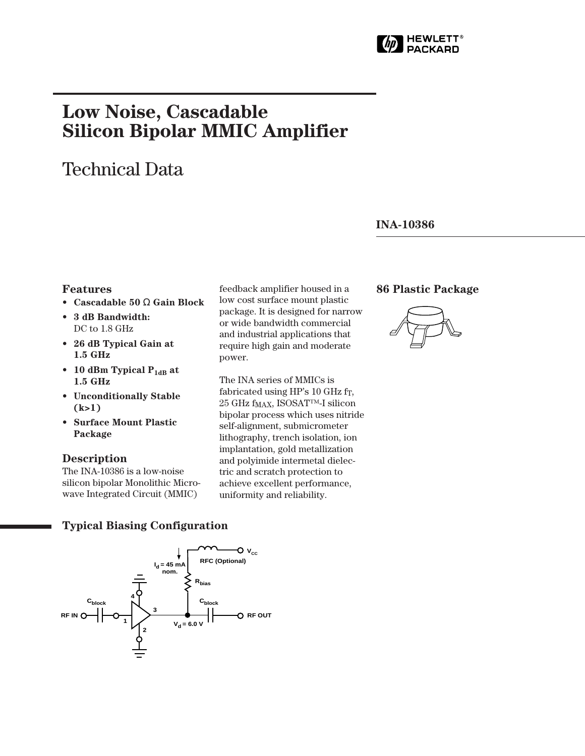# Low Noise, Cascadable Silicon Bipolar MMIC Amplifier

## Technical Data

### INA-10386

### Features

- **Cascadable 50 Ω Gain Block**
- **3 dB Bandwidth:** DC to 1.8 GHz
- **26 dB Typical Gain at 1.5 GHz**
- **10 dBm Typical $P_{1dB}$ at 1.5 GHz**
- **Unconditionally Stable (k>1)**
- **Surface Mount Plastic Package**

### Description

The INA-10386 is a low-noise silicon bipolar Monolithic Microwave Integrated Circuit (MMIC) feedback amplifier housed in a low cost surface mount plastic package. It is designed for narrow or wide bandwidth commercial and industrial applications that require high gain and moderate power.

The INA series of MMICs is fabricated using HP's 10 GHz $f_T$, 25 GHz $f_{MAX}$, ISOSAT™-I silicon bipolar process which uses nitride self-alignment, submicrometer lithography, trench isolation, ion implantation, gold metallization and polyimide intermetal dielectric and scratch protection to achieve excellent performance, uniformity and reliability.

### 86 Plastic Package

### Typical Biasing Configuration

$I_d$ = 45 mA nom. RFC (Optional) $V_{CC}$ $R_{bias}$ $C_{block}$ $C_{block}$ RF IN RF OUT $V_d$ = 6.0 V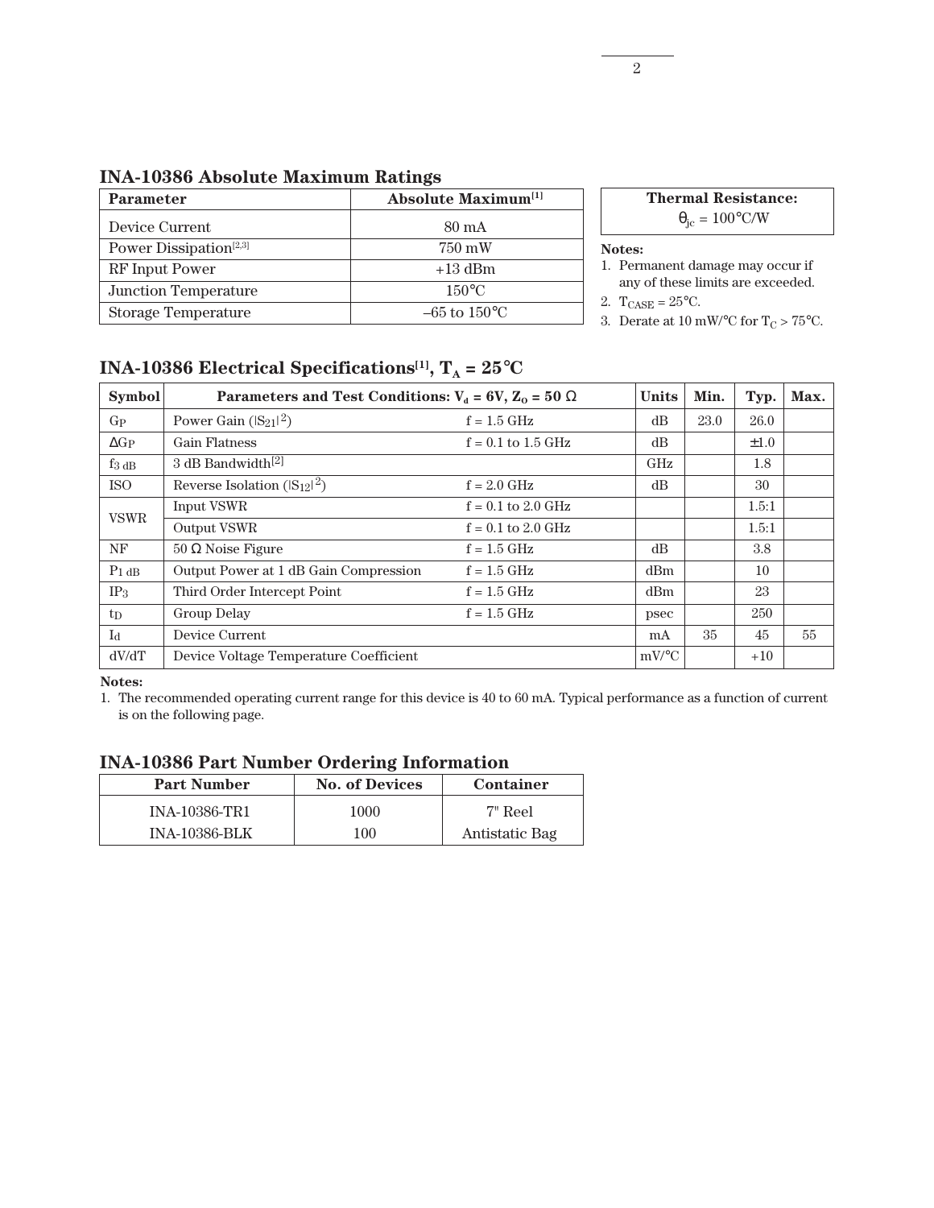## INA-10386 Absolute Maximum Ratings

| Parameter | Absolute Maximum[1] |
|---|---|
| Device Current | 80 mA |
| Power Dissipation[2,3] | 750 mW |
| RF Input Power | +13 dBm |
| Junction Temperature | 150°C |
| Storage Temperature | –65 to 150°C |

| Thermal Resistance: |
|---|
| $\theta_{jc}$ = 100°C/W |

**Notes:**

1. Permanent damage may occur if any of these limits are exceeded.
2. $T_{CASE}$ = 25°C.
3. Derate at 10 mW/°C for $T_C$ > 75°C.

## INA-10386 Electrical Specifications[1], $T_A$ = 25°C

| Symbol | Parameters and Test Conditions: $V_d$ = 6V, $Z_O$ = 50 Ω | | Units | Min. | Typ. | Max. |
|---|---|---|---|---|---|---|
| $G_P$ | Power Gain ($\|S_{21}\|^2$) | f = 1.5 GHz | dB | 23.0 | 26.0 | |
| $\Delta G_P$ | Gain Flatness | f = 0.1 to 1.5 GHz | dB | | ±1.0 | |
| $f_{3\ dB}$ | 3 dB Bandwidth[2] | | GHz | | 1.8 | |
| ISO | Reverse Isolation ($\|S_{12}\|^2$) | f = 2.0 GHz | dB | | 30 | |
| VSWR | Input VSWR | f = 0.1 to 2.0 GHz | | | 1.5:1 | |
| | Output VSWR | f = 0.1 to 2.0 GHz | | | 1.5:1 | |
| NF | 50 Ω Noise Figure | f = 1.5 GHz | dB | | 3.8 | |
| $P_{1\ dB}$ | Output Power at 1 dB Gain Compression | f = 1.5 GHz | dBm | | 10 | |
| $IP_3$ | Third Order Intercept Point | f = 1.5 GHz | dBm | | 23 | |
| $t_D$ | Group Delay | f = 1.5 GHz | psec | | 250 | |
| $I_d$ | Device Current | | mA | 35 | 45 | 55 |
| dV/dT | Device Voltage Temperature Coefficient | | mV/°C | | +10 | |

**Notes:**

1. The recommended operating current range for this device is 40 to 60 mA. Typical performance as a function of current is on the following page.

## INA-10386 Part Number Ordering Information

| Part Number | No. of Devices | Container |
|---|---|---|
| INA-10386-TR1 | 1000 | 7" Reel |
| INA-10386-BLK | 100 | Antistatic Bag |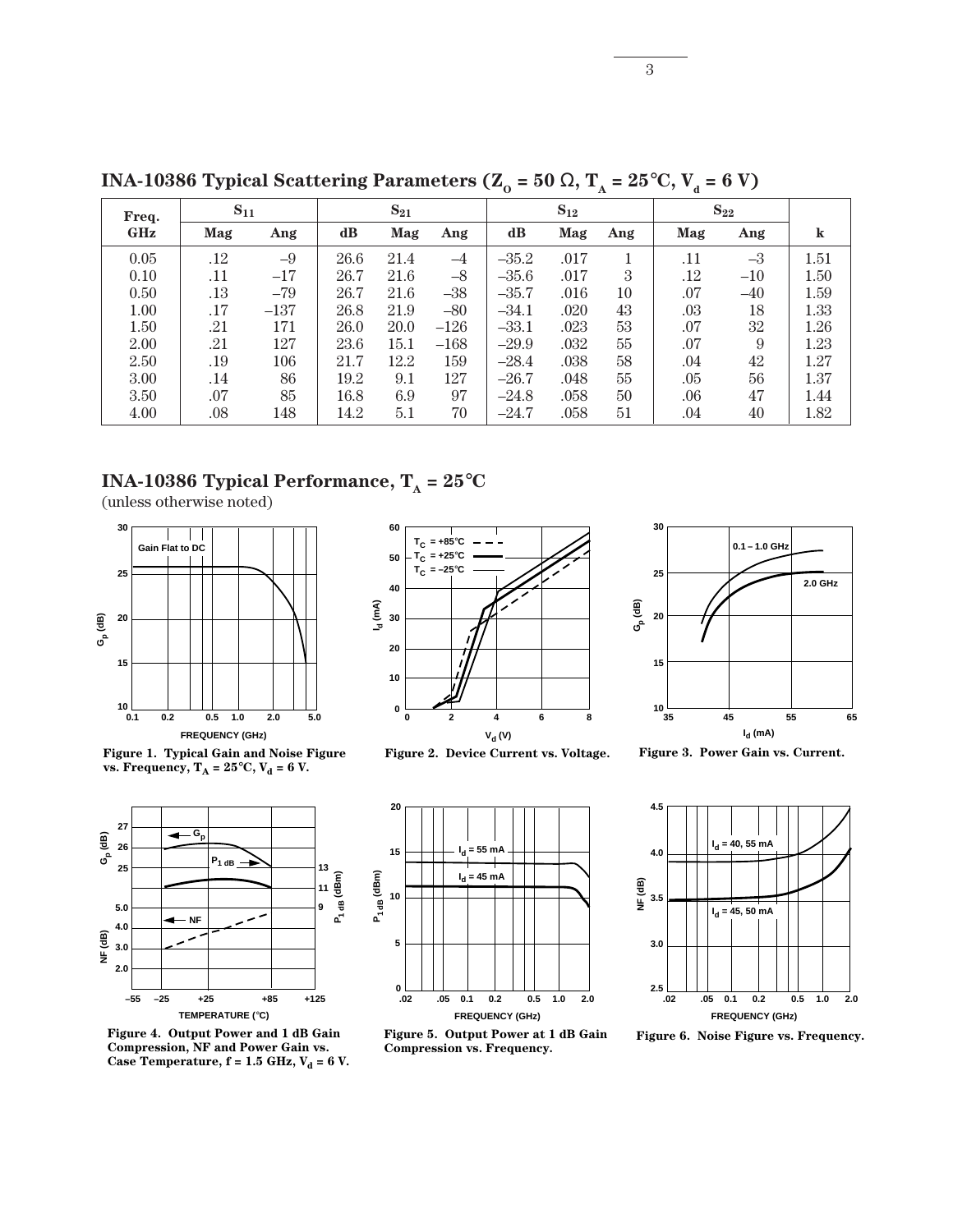## INA-10386 Typical Scattering Parameters ($Z_O$ = 50 Ω, $T_A$ = 25°C, $V_d$ = 6 V)

| Freq. | $S_{11}$ | | $S_{21}$ | | | $S_{12}$ | | | $S_{22}$ | | |
|---|---|---|---|---|---|---|---|---|---|---|---|
| GHz | Mag | Ang | dB | Mag | Ang | dB | Mag | Ang | Mag | Ang | k |
| 0.05 | .12 | –9 | 26.6 | 21.4 | –4 | –35.2 | .017 | 1 | .11 | –3 | 1.51 |
| 0.10 | .11 | –17 | 26.7 | 21.6 | –8 | –35.6 | .017 | 3 | .12 | –10 | 1.50 |
| 0.50 | .13 | –79 | 26.7 | 21.6 | –38 | –35.7 | .016 | 10 | .07 | –40 | 1.59 |
| 1.00 | .17 | –137 | 26.8 | 21.9 | –80 | –34.1 | .020 | 43 | .03 | 18 | 1.33 |
| 1.50 | .21 | 171 | 26.0 | 20.0 | –126 | –33.1 | .023 | 53 | .07 | 32 | 1.26 |
| 2.00 | .21 | 127 | 23.6 | 15.1 | –168 | –29.9 | .032 | 55 | .07 | 9 | 1.23 |
| 2.50 | .19 | 106 | 21.7 | 12.2 | 159 | –28.4 | .038 | 58 | .04 | 42 | 1.27 |
| 3.00 | .14 | 86 | 19.2 | 9.1 | 127 | –26.7 | .048 | 55 | .05 | 56 | 1.37 |
| 3.50 | .07 | 85 | 16.8 | 6.9 | 97 | –24.8 | .058 | 50 | .06 | 47 | 1.44 |
| 4.00 | .08 | 148 | 14.2 | 5.1 | 70 | –24.7 | .058 | 51 | .04 | 40 | 1.82 |

## INA-10386 Typical Performance, $T_A$ = 25°C

(unless otherwise noted)

**Figure 1. Typical Gain and Noise Figure vs. Frequency, $T_A$ = 25°C, $V_d$ = 6 V.**

**Figure 2. Device Current vs. Voltage.**

**Figure 3. Power Gain vs. Current.**

**Figure 4. Output Power and 1 dB Gain Compression, NF and Power Gain vs. Case Temperature, f = 1.5 GHz, $V_d$ = 6 V.**

**Figure 5. Output Power at 1 dB Gain Compression vs. Frequency.**

**Figure 6. Noise Figure vs. Frequency.**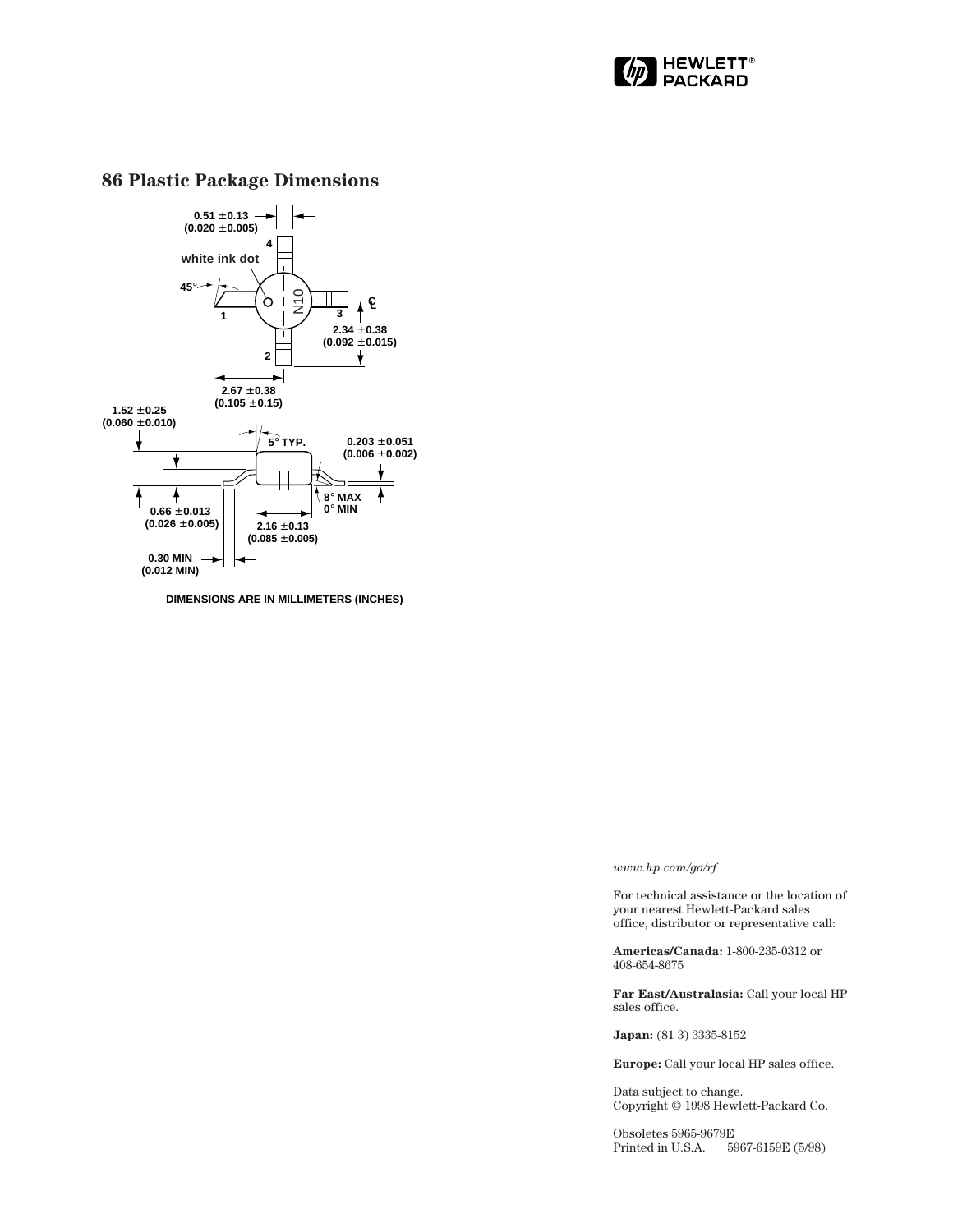## 86 Plastic Package Dimensions

0.51 ±0.13
(0.020 ±0.005)

4

white ink dot

45°

N10

1

3

2

2.34 ±0.38
(0.092 ±0.015)

2.67 ±0.38
(0.105 ±0.15)

1.52 ±0.25
(0.060 ±0.010)

5° TYP.

0.203 ±0.051
(0.006 ±0.002)

8° MAX
0° MIN

0.66 ±0.013
(0.026 ±0.005)

2.16 ±0.13
(0.085 ±0.005)

0.30 MIN
(0.012 MIN)

DIMENSIONS ARE IN MILLIMETERS (INCHES)

*www.hp.com/go/rf*

For technical assistance or the location of your nearest Hewlett-Packard sales office, distributor or representative call:

**Americas/Canada:** 1-800-235-0312 or 408-654-8675

**Far East/Australasia:** Call your local HP sales office.

**Japan:** (81 3) 3335-8152

**Europe:** Call your local HP sales office.

Data subject to change.
Copyright © 1998 Hewlett-Packard Co.

Obsoletes 5965-9679E
Printed in U.S.A. 5967-6159E (5/98)